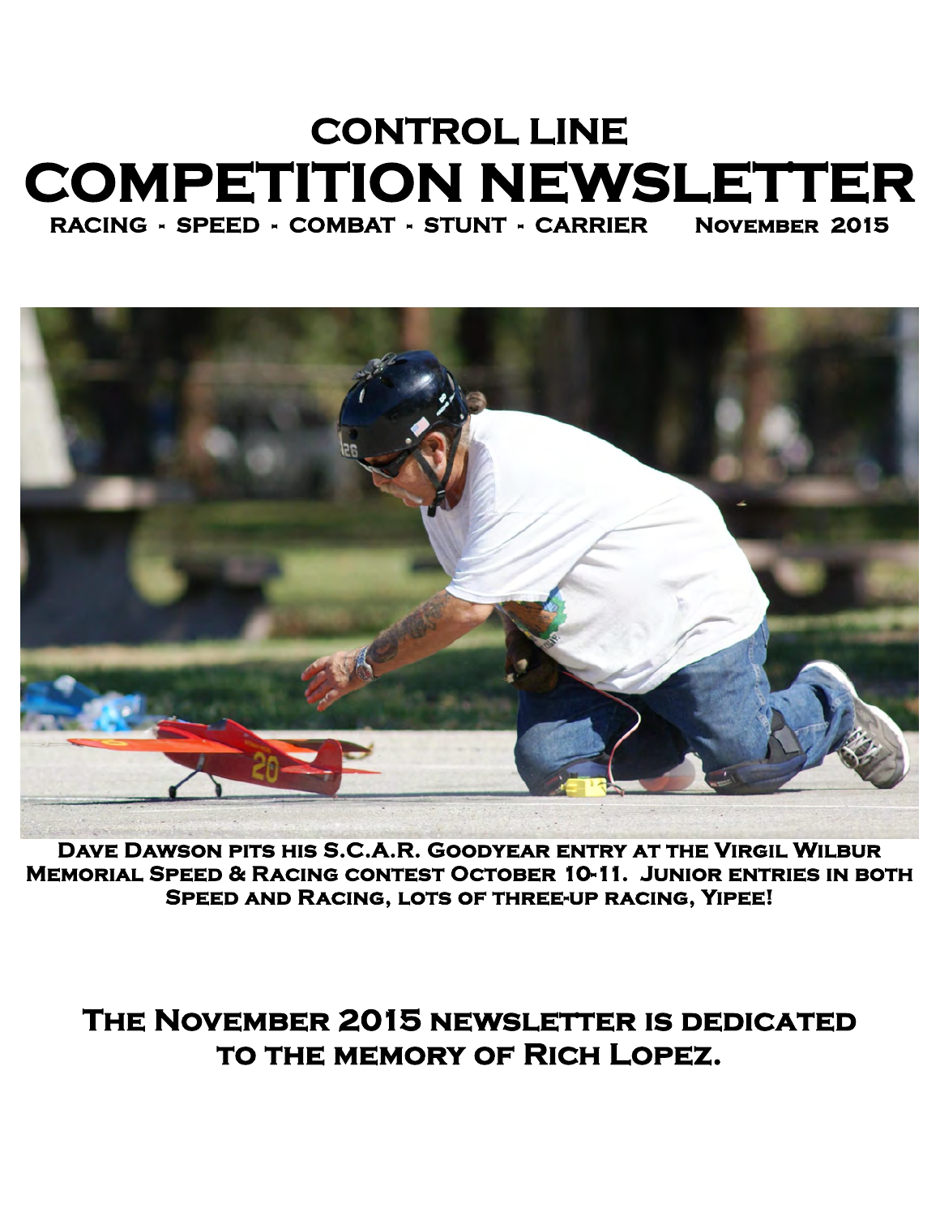# CONTROL LINE
# COMPETITION NEWSLETTER

**RACING - SPEED - COMBAT - STUNT - CARRIER NOVEMBER 2015**

**DAVE DAWSON PITS HIS S.C.A.R. GOODYEAR ENTRY AT THE VIRGIL WILBUR MEMORIAL SPEED & RACING CONTEST OCTOBER 10-11. JUNIOR ENTRIES IN BOTH SPEED AND RACING, LOTS OF THREE-UP RACING, YIPEE!**

## THE NOVEMBER 2015 NEWSLETTER IS DEDICATED TO THE MEMORY OF RICH LOPEZ.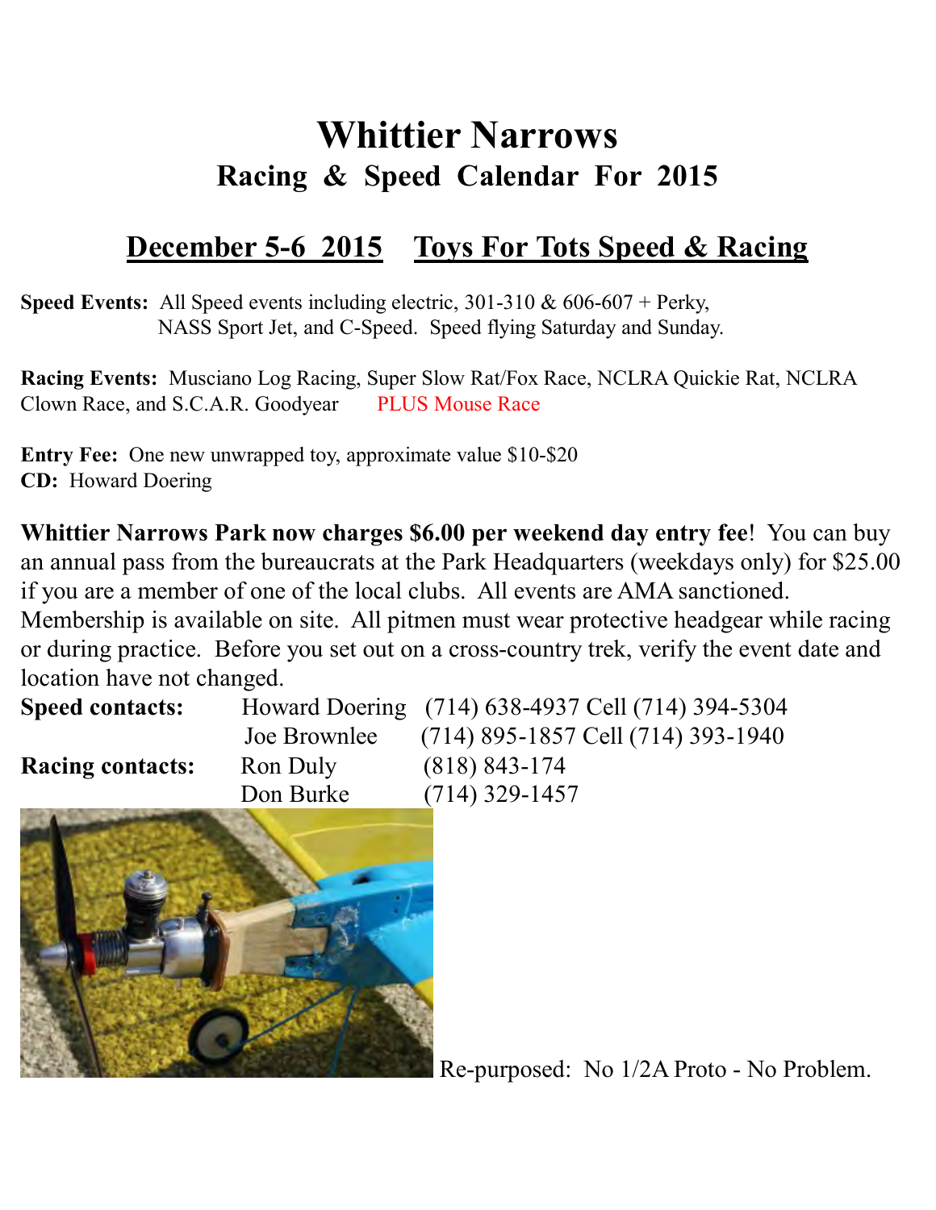# Whittier Narrows

## Racing & Speed Calendar For 2015

## December 5-6 2015 Toys For Tots Speed & Racing

**Speed Events:** All Speed events including electric, 301-310 & 606-607 + Perky, NASS Sport Jet, and C-Speed. Speed flying Saturday and Sunday.

**Racing Events:** Musciano Log Racing, Super Slow Rat/Fox Race, NCLRA Quickie Rat, NCLRA Clown Race, and S.C.A.R. Goodyear PLUS Mouse Race

**Entry Fee:** One new unwrapped toy, approximate value $10-$20
**CD:** Howard Doering

**Whittier Narrows Park now charges $6.00 per weekend day entry fee**! You can buy an annual pass from the bureaucrats at the Park Headquarters (weekdays only) for $25.00 if you are a member of one of the local clubs. All events are AMA sanctioned. Membership is available on site. All pitmen must wear protective headgear while racing or during practice. Before you set out on a cross-country trek, verify the event date and location have not changed.

| | | |
|---|---|---|
| **Speed contacts:** | Howard Doering | (714) 638-4937 Cell (714) 394-5304 |
| | Joe Brownlee | (714) 895-1857 Cell (714) 393-1940 |
| **Racing contacts:** | Ron Duly | (818) 843-174 |
| | Don Burke | (714) 329-1457 |

Re-purposed: No 1/2A Proto - No Problem.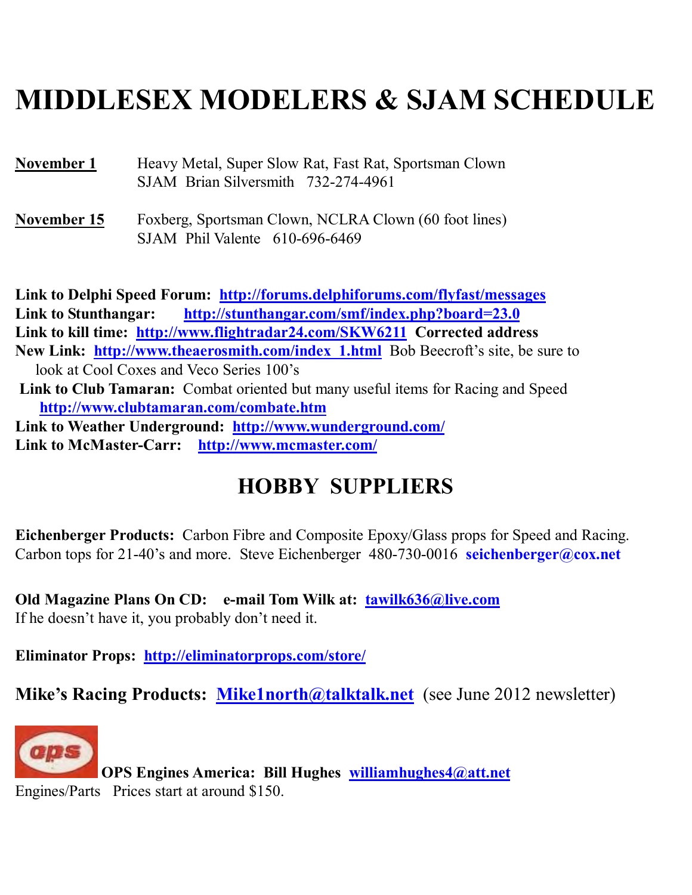# MIDDLESEX MODELERS & SJAM SCHEDULE

**November 1** Heavy Metal, Super Slow Rat, Fast Rat, Sportsman Clown
SJAM Brian Silversmith 732-274-4961

**November 15** Foxberg, Sportsman Clown, NCLRA Clown (60 foot lines)
SJAM Phil Valente 610-696-6469

**Link to Delphi Speed Forum:** **http://forums.delphiforums.com/flyfast/messages**
**Link to Stunthangar:** **http://stunthangar.com/smf/index.php?board=23.0**
**Link to kill time:** **http://www.flightradar24.com/SKW6211** **Corrected address**
**New Link:** **http://www.theaerosmith.com/index_1.html** Bob Beecroft's site, be sure to look at Cool Coxes and Veco Series 100's
**Link to Club Tamaran:** Combat oriented but many useful items for Racing and Speed **http://www.clubtamaran.com/combate.htm**
**Link to Weather Underground:** **http://www.wunderground.com/**
**Link to McMaster-Carr:** **http://www.mcmaster.com/**

## HOBBY SUPPLIERS

**Eichenberger Products:** Carbon Fibre and Composite Epoxy/Glass props for Speed and Racing. Carbon tops for 21-40's and more. Steve Eichenberger 480-730-0016 **seichenberger@cox.net**

**Old Magazine Plans On CD:** **e-mail Tom Wilk at:** **tawilk636@live.com**
If he doesn't have it, you probably don't need it.

**Eliminator Props:** **http://eliminatorprops.com/store/**

**Mike's Racing Products:** **Mike1north@talktalk.net** (see June 2012 newsletter)

**OPS Engines America:** **Bill Hughes** **williamhughes4@att.net**
Engines/Parts Prices start at around $150.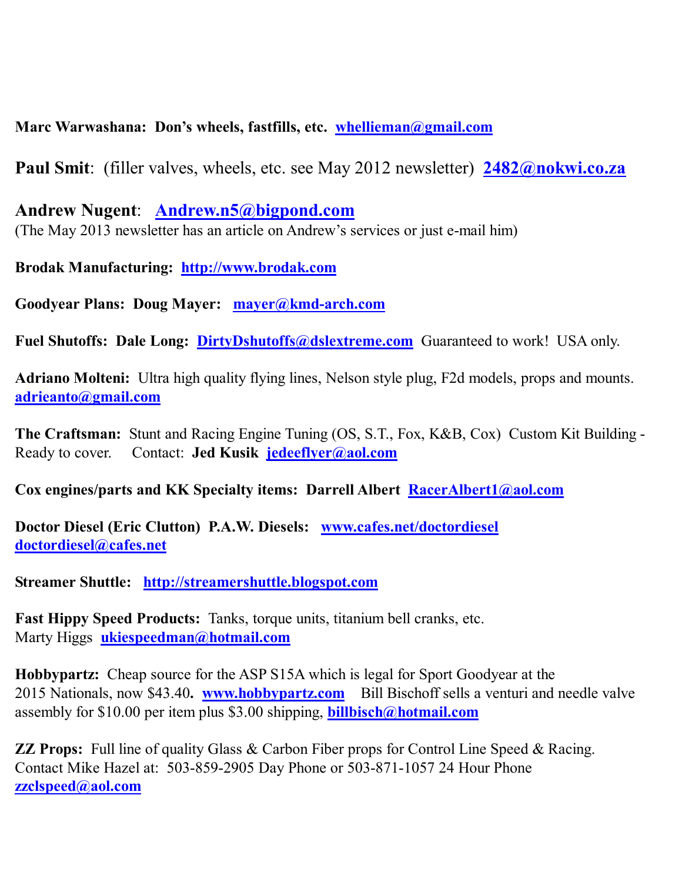**Marc Warwashana: Don's wheels, fastfills, etc. whellieman@gmail.com**

**Paul Smit**: (filler valves, wheels, etc. see May 2012 newsletter) **2482@nokwi.co.za**

**Andrew Nugent**: **Andrew.n5@bigpond.com**
(The May 2013 newsletter has an article on Andrew's services or just e-mail him)

**Brodak Manufacturing: http://www.brodak.com**

**Goodyear Plans: Doug Mayer: mayer@kmd-arch.com**

**Fuel Shutoffs: Dale Long: DirtyDshutoffs@dslextreme.com** Guaranteed to work! USA only.

**Adriano Molteni:** Ultra high quality flying lines, Nelson style plug, F2d models, props and mounts. **adrieanto@gmail.com**

**The Craftsman:** Stunt and Racing Engine Tuning (OS, S.T., Fox, K&B, Cox) Custom Kit Building - Ready to cover. Contact: **Jed Kusik jedeeflyer@aol.com**

**Cox engines/parts and KK Specialty items: Darrell Albert RacerAlbert1@aol.com**

**Doctor Diesel (Eric Clutton) P.A.W. Diesels: www.cafes.net/doctordiesel doctordiesel@cafes.net**

**Streamer Shuttle: http://streamershuttle.blogspot.com**

**Fast Hippy Speed Products:** Tanks, torque units, titanium bell cranks, etc.
Marty Higgs **ukiespeedman@hotmail.com**

**Hobbypartz:** Cheap source for the ASP S15A which is legal for Sport Goodyear at the 2015 Nationals, now $43.40**. www.hobbypartz.com** Bill Bischoff sells a venturi and needle valve assembly for $10.00 per item plus $3.00 shipping, **billbisch@hotmail.com**

**ZZ Props:** Full line of quality Glass & Carbon Fiber props for Control Line Speed & Racing. Contact Mike Hazel at: 503-859-2905 Day Phone or 503-871-1057 24 Hour Phone **zzclspeed@aol.com**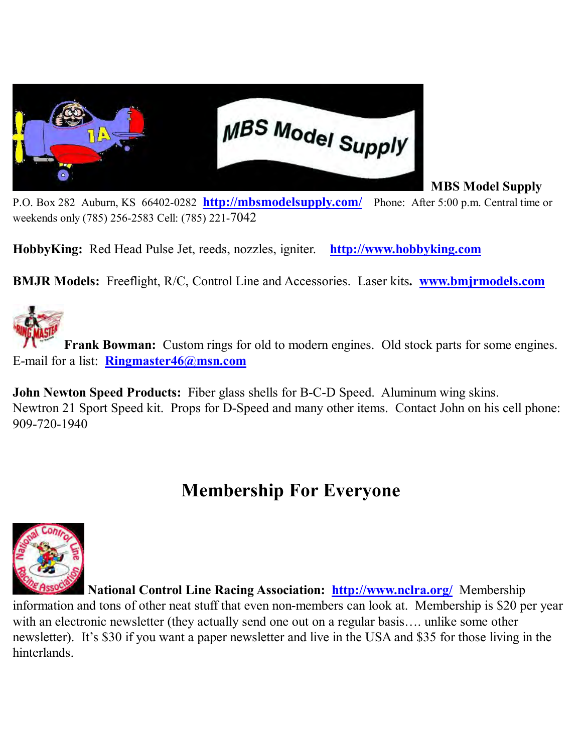**MBS Model Supply**

P.O. Box 282 Auburn, KS 66402-0282 **http://mbsmodelsupply.com/** Phone: After 5:00 p.m. Central time or weekends only (785) 256-2583 Cell: (785) 221-7042

**HobbyKing:** Red Head Pulse Jet, reeds, nozzles, igniter. **http://www.hobbyking.com**

**BMJR Models:** Freeflight, R/C, Control Line and Accessories. Laser kits**.** **www.bmjrmodels.com**

**Frank Bowman:** Custom rings for old to modern engines. Old stock parts for some engines. E-mail for a list: **Ringmaster46@msn.com**

**John Newton Speed Products:** Fiber glass shells for B-C-D Speed. Aluminum wing skins. Newtron 21 Sport Speed kit. Props for D-Speed and many other items. Contact John on his cell phone: 909-720-1940

## Membership For Everyone

**National Control Line Racing Association:** **http://www.nclra.org/** Membership information and tons of other neat stuff that even non-members can look at. Membership is $20 per year with an electronic newsletter (they actually send one out on a regular basis…. unlike some other newsletter). It's $30 if you want a paper newsletter and live in the USA and $35 for those living in the hinterlands.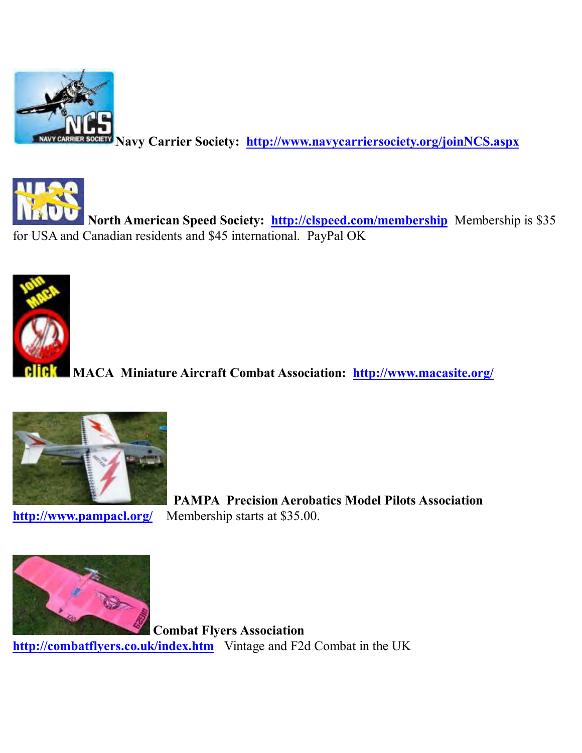**Navy Carrier Society:** **http://www.navycarriersociety.org/joinNCS.aspx**

**North American Speed Society:** **http://clspeed.com/membership** Membership is $35 for USA and Canadian residents and $45 international. PayPal OK

**MACA Miniature Aircraft Combat Association:** **http://www.macasite.org/**

**PAMPA Precision Aerobatics Model Pilots Association**
**http://www.pampacl.org/** Membership starts at $35.00.

**Combat Flyers Association**
**http://combatflyers.co.uk/index.htm** Vintage and F2d Combat in the UK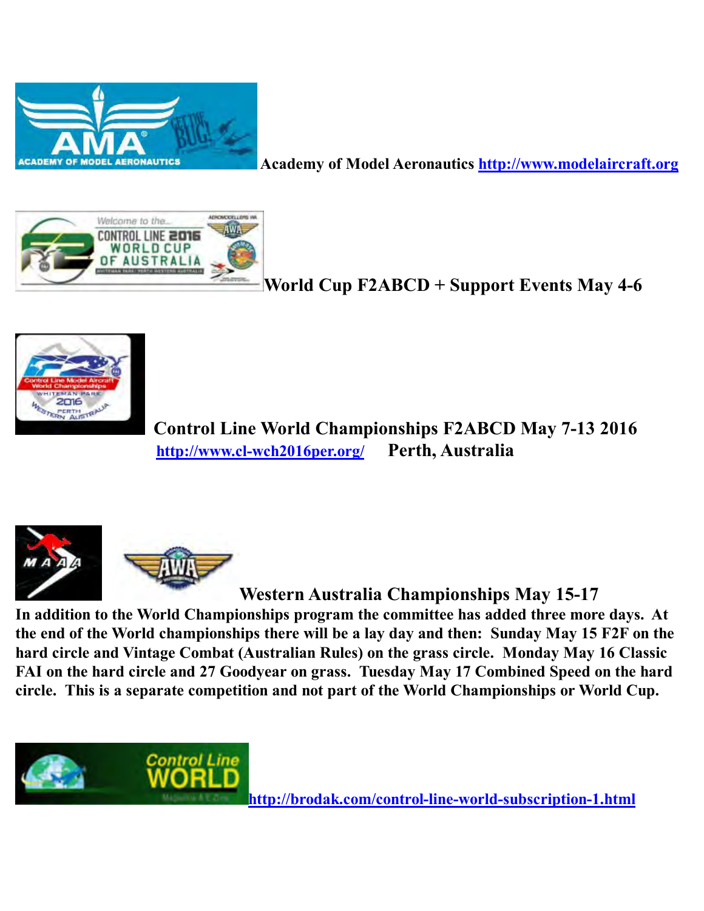**Academy of Model Aeronautics** **http://www.modelaircraft.org**

**World Cup F2ABCD + Support Events May 4-6**

**Control Line World Championships F2ABCD May 7-13 2016**
**http://www.cl-wch2016per.org/** **Perth, Australia**

**Western Australia Championships May 15-17**

**In addition to the World Championships program the committee has added three more days. At the end of the World championships there will be a lay day and then: Sunday May 15 F2F on the hard circle and Vintage Combat (Australian Rules) on the grass circle. Monday May 16 Classic FAI on the hard circle and 27 Goodyear on grass. Tuesday May 17 Combined Speed on the hard circle. This is a separate competition and not part of the World Championships or World Cup.**

**http://brodak.com/control-line-world-subscription-1.html**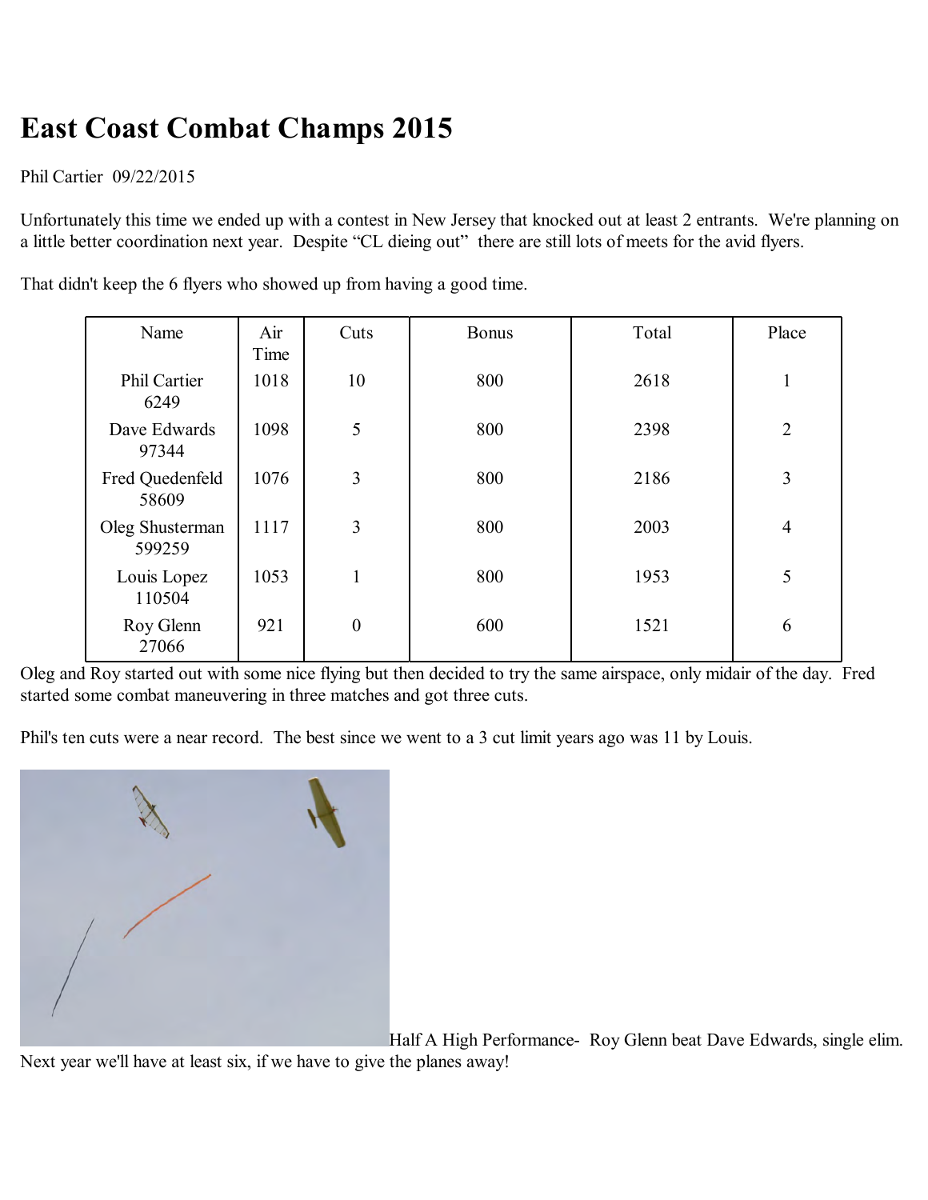# East Coast Combat Champs 2015

Phil Cartier 09/22/2015

Unfortunately this time we ended up with a contest in New Jersey that knocked out at least 2 entrants. We're planning on a little better coordination next year. Despite "CL dieing out" there are still lots of meets for the avid flyers.

That didn't keep the 6 flyers who showed up from having a good time.

| Name | Air Time | Cuts | Bonus | Total | Place |
|---|---|---|---|---|---|
| Phil Cartier 6249 | 1018 | 10 | 800 | 2618 | 1 |
| Dave Edwards 97344 | 1098 | 5 | 800 | 2398 | 2 |
| Fred Quedenfeld 58609 | 1076 | 3 | 800 | 2186 | 3 |
| Oleg Shusterman 599259 | 1117 | 3 | 800 | 2003 | 4 |
| Louis Lopez 110504 | 1053 | 1 | 800 | 1953 | 5 |
| Roy Glenn 27066 | 921 | 0 | 600 | 1521 | 6 |

Oleg and Roy started out with some nice flying but then decided to try the same airspace, only midair of the day. Fred started some combat maneuvering in three matches and got three cuts.

Phil's ten cuts were a near record. The best since we went to a 3 cut limit years ago was 11 by Louis.

Half A High Performance- Roy Glenn beat Dave Edwards, single elim. Next year we'll have at least six, if we have to give the planes away!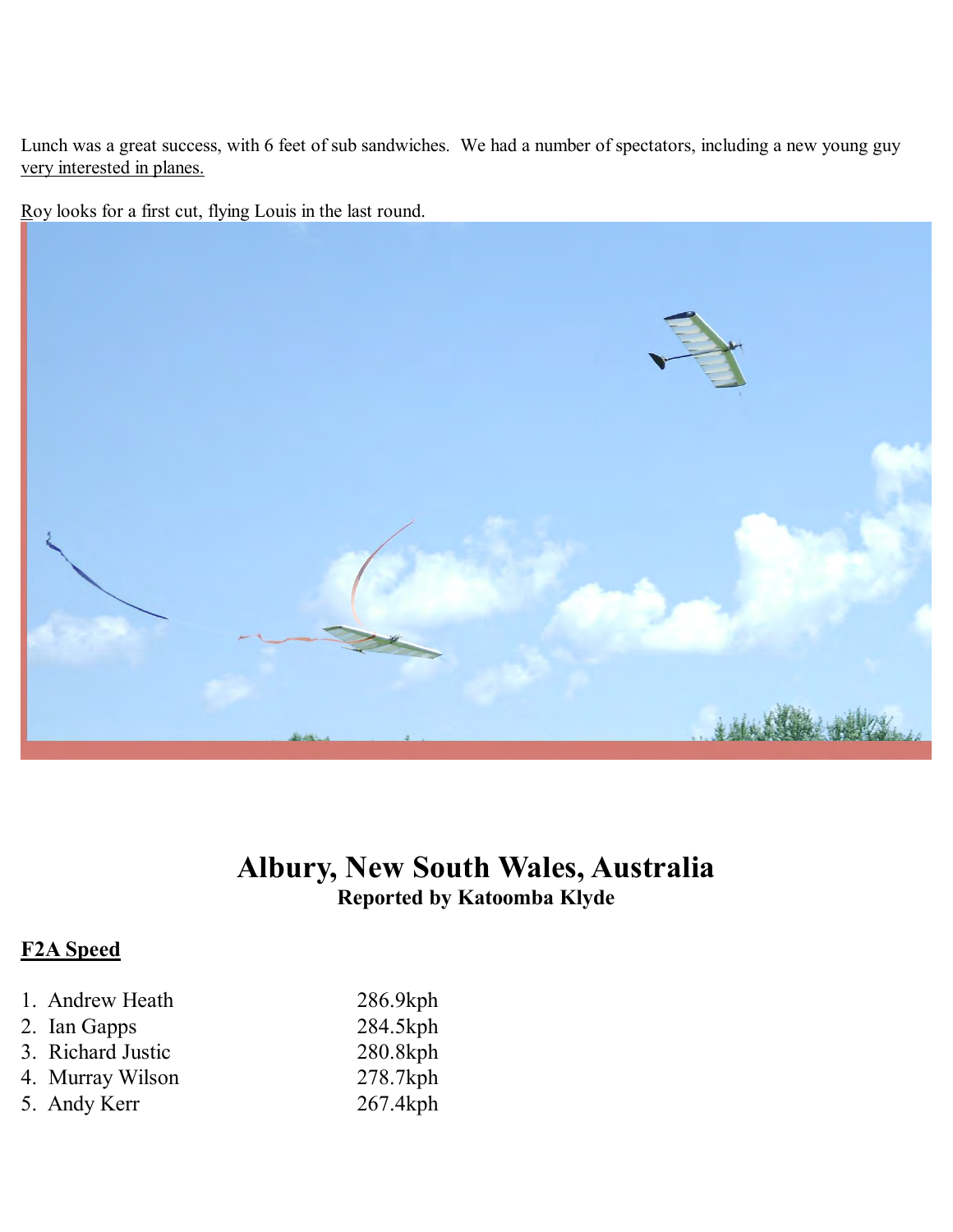Lunch was a great success, with 6 feet of sub sandwiches. We had a number of spectators, including a new young guy very interested in planes.

Roy looks for a first cut, flying Louis in the last round.

# Albury, New South Wales, Australia

**Reported by Katoomba Klyde**

## F2A Speed

1. Andrew Heath 286.9kph
2. Ian Gapps 284.5kph
3. Richard Justic 280.8kph
4. Murray Wilson 278.7kph
5. Andy Kerr 267.4kph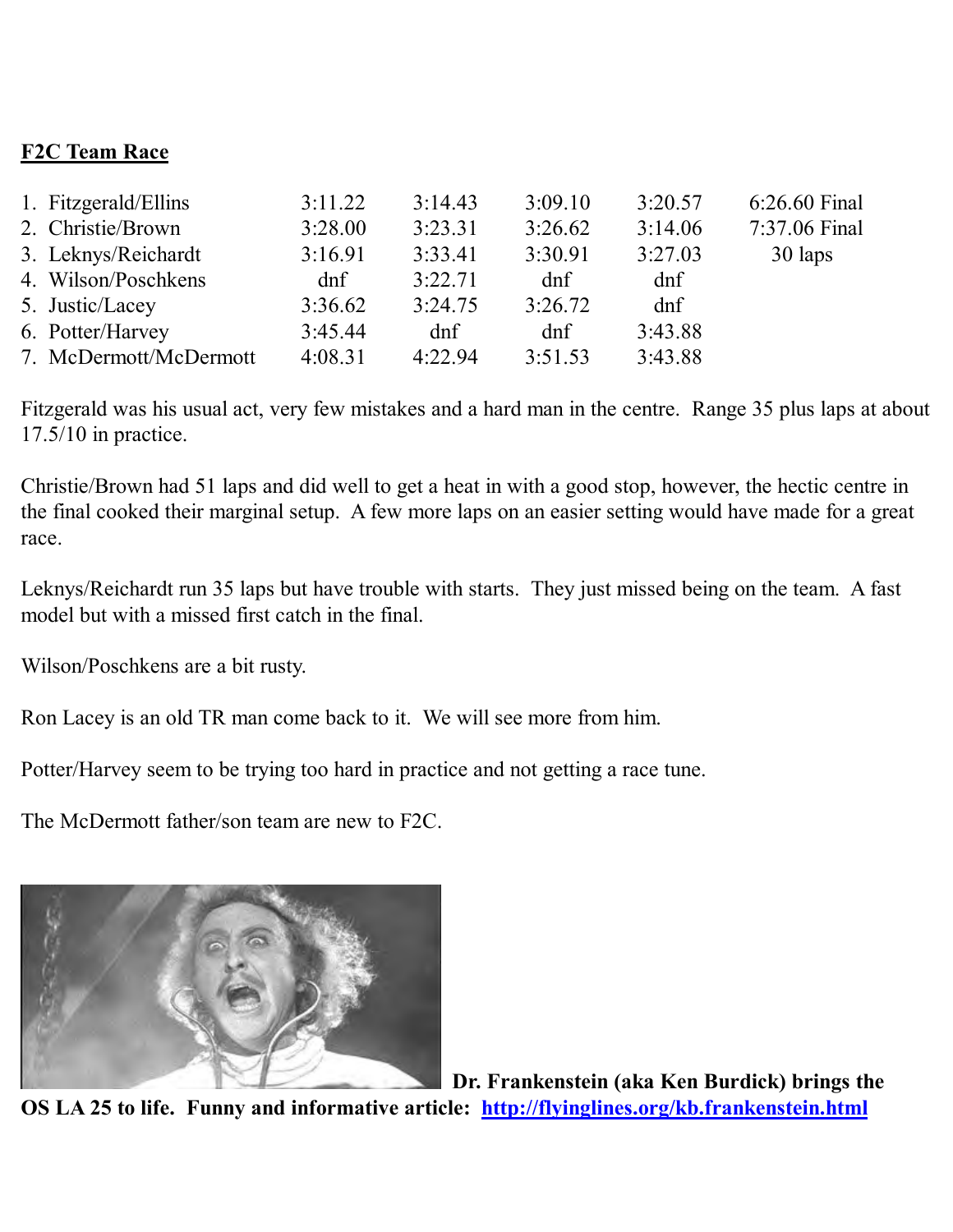## **F2C Team Race**

| | | | | | |
|---|---|---|---|---|---|
| 1. Fitzgerald/Ellins | 3:11.22 | 3:14.43 | 3:09.10 | 3:20.57 | 6:26.60 Final |
| 2. Christie/Brown | 3:28.00 | 3:23.31 | 3:26.62 | 3:14.06 | 7:37.06 Final |
| 3. Leknys/Reichardt | 3:16.91 | 3:33.41 | 3:30.91 | 3:27.03 | 30 laps |
| 4. Wilson/Poschkens | dnf | 3:22.71 | dnf | dnf | |
| 5. Justic/Lacey | 3:36.62 | 3:24.75 | 3:26.72 | dnf | |
| 6. Potter/Harvey | 3:45.44 | dnf | dnf | 3:43.88 | |
| 7. McDermott/McDermott | 4:08.31 | 4:22.94 | 3:51.53 | 3:43.88 | |

Fitzgerald was his usual act, very few mistakes and a hard man in the centre. Range 35 plus laps at about 17.5/10 in practice.

Christie/Brown had 51 laps and did well to get a heat in with a good stop, however, the hectic centre in the final cooked their marginal setup. A few more laps on an easier setting would have made for a great race.

Leknys/Reichardt run 35 laps but have trouble with starts. They just missed being on the team. A fast model but with a missed first catch in the final.

Wilson/Poschkens are a bit rusty.

Ron Lacey is an old TR man come back to it. We will see more from him.

Potter/Harvey seem to be trying too hard in practice and not getting a race tune.

The McDermott father/son team are new to F2C.

**Dr. Frankenstein (aka Ken Burdick) brings the OS LA 25 to life. Funny and informative article: [http://flyinglines.org/kb.frankenstein.html](http://flyinglines.org/kb.frankenstein.html)**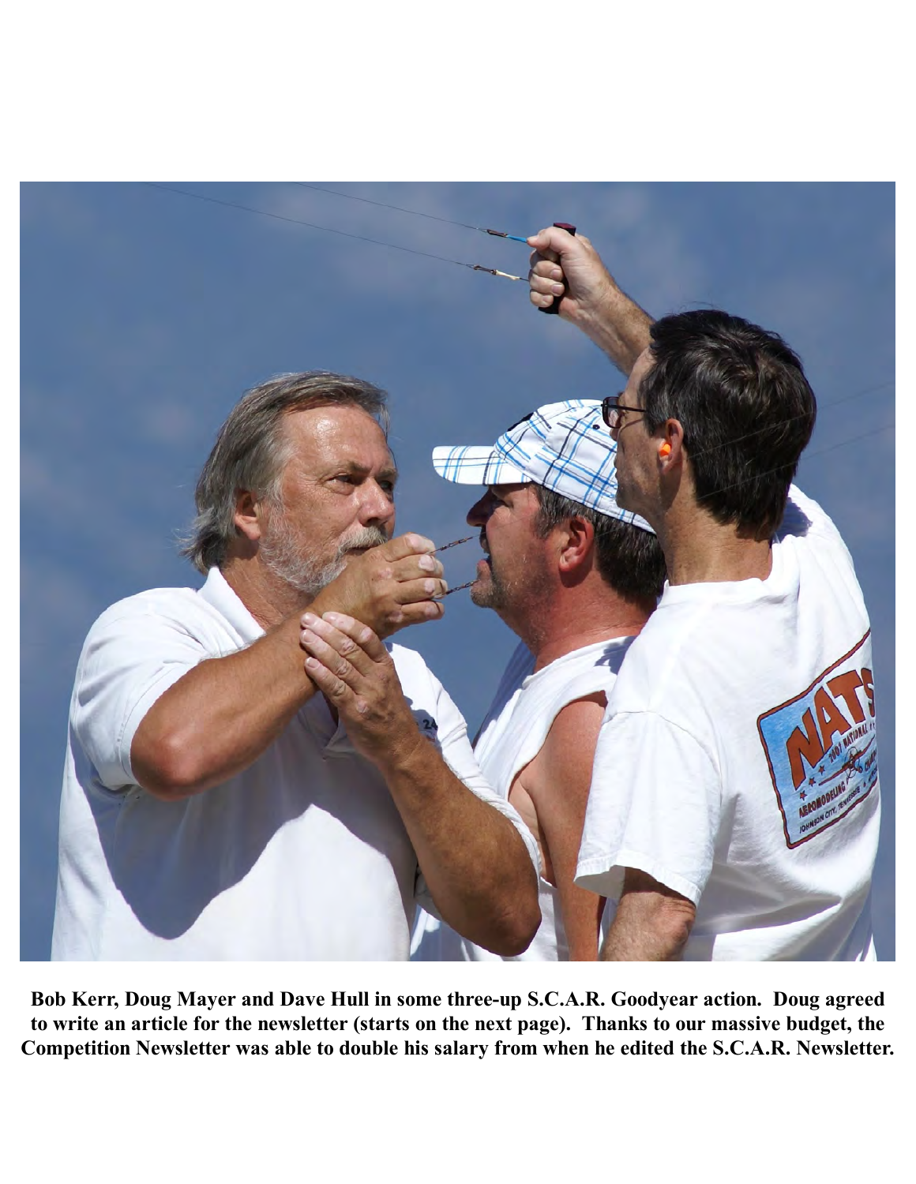**Bob Kerr, Doug Mayer and Dave Hull in some three-up S.C.A.R. Goodyear action. Doug agreed to write an article for the newsletter (starts on the next page). Thanks to our massive budget, the Competition Newsletter was able to double his salary from when he edited the S.C.A.R. Newsletter.**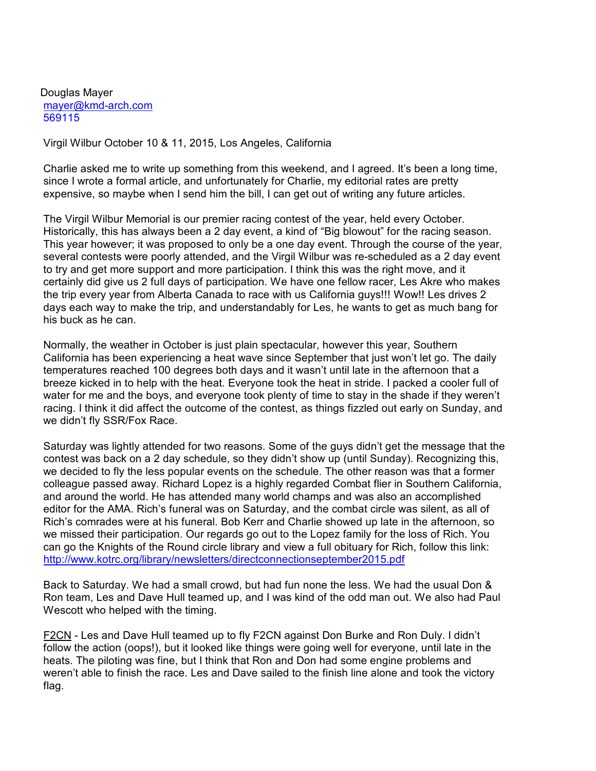Douglas Mayer
mayer@kmd-arch.com
569115

Virgil Wilbur October 10 & 11, 2015, Los Angeles, California

Charlie asked me to write up something from this weekend, and I agreed. It's been a long time, since I wrote a formal article, and unfortunately for Charlie, my editorial rates are pretty expensive, so maybe when I send him the bill, I can get out of writing any future articles.

The Virgil Wilbur Memorial is our premier racing contest of the year, held every October. Historically, this has always been a 2 day event, a kind of "Big blowout" for the racing season. This year however; it was proposed to only be a one day event. Through the course of the year, several contests were poorly attended, and the Virgil Wilbur was re-scheduled as a 2 day event to try and get more support and more participation. I think this was the right move, and it certainly did give us 2 full days of participation. We have one fellow racer, Les Akre who makes the trip every year from Alberta Canada to race with us California guys!!! Wow!! Les drives 2 days each way to make the trip, and understandably for Les, he wants to get as much bang for his buck as he can.

Normally, the weather in October is just plain spectacular, however this year, Southern California has been experiencing a heat wave since September that just won't let go. The daily temperatures reached 100 degrees both days and it wasn't until late in the afternoon that a breeze kicked in to help with the heat. Everyone took the heat in stride. I packed a cooler full of water for me and the boys, and everyone took plenty of time to stay in the shade if they weren't racing. I think it did affect the outcome of the contest, as things fizzled out early on Sunday, and we didn't fly SSR/Fox Race.

Saturday was lightly attended for two reasons. Some of the guys didn't get the message that the contest was back on a 2 day schedule, so they didn't show up (until Sunday). Recognizing this, we decided to fly the less popular events on the schedule. The other reason was that a former colleague passed away. Richard Lopez is a highly regarded Combat flier in Southern California, and around the world. He has attended many world champs and was also an accomplished editor for the AMA. Rich's funeral was on Saturday, and the combat circle was silent, as all of Rich's comrades were at his funeral. Bob Kerr and Charlie showed up late in the afternoon, so we missed their participation. Our regards go out to the Lopez family for the loss of Rich. You can go the Knights of the Round circle library and view a full obituary for Rich, follow this link: http://www.kotrc.org/library/newsletters/directconnectionseptember2015.pdf

Back to Saturday. We had a small crowd, but had fun none the less. We had the usual Don & Ron team, Les and Dave Hull teamed up, and I was kind of the odd man out. We also had Paul Wescott who helped with the timing.

F2CN - Les and Dave Hull teamed up to fly F2CN against Don Burke and Ron Duly. I didn't follow the action (oops!), but it looked like things were going well for everyone, until late in the heats. The piloting was fine, but I think that Ron and Don had some engine problems and weren't able to finish the race. Les and Dave sailed to the finish line alone and took the victory flag.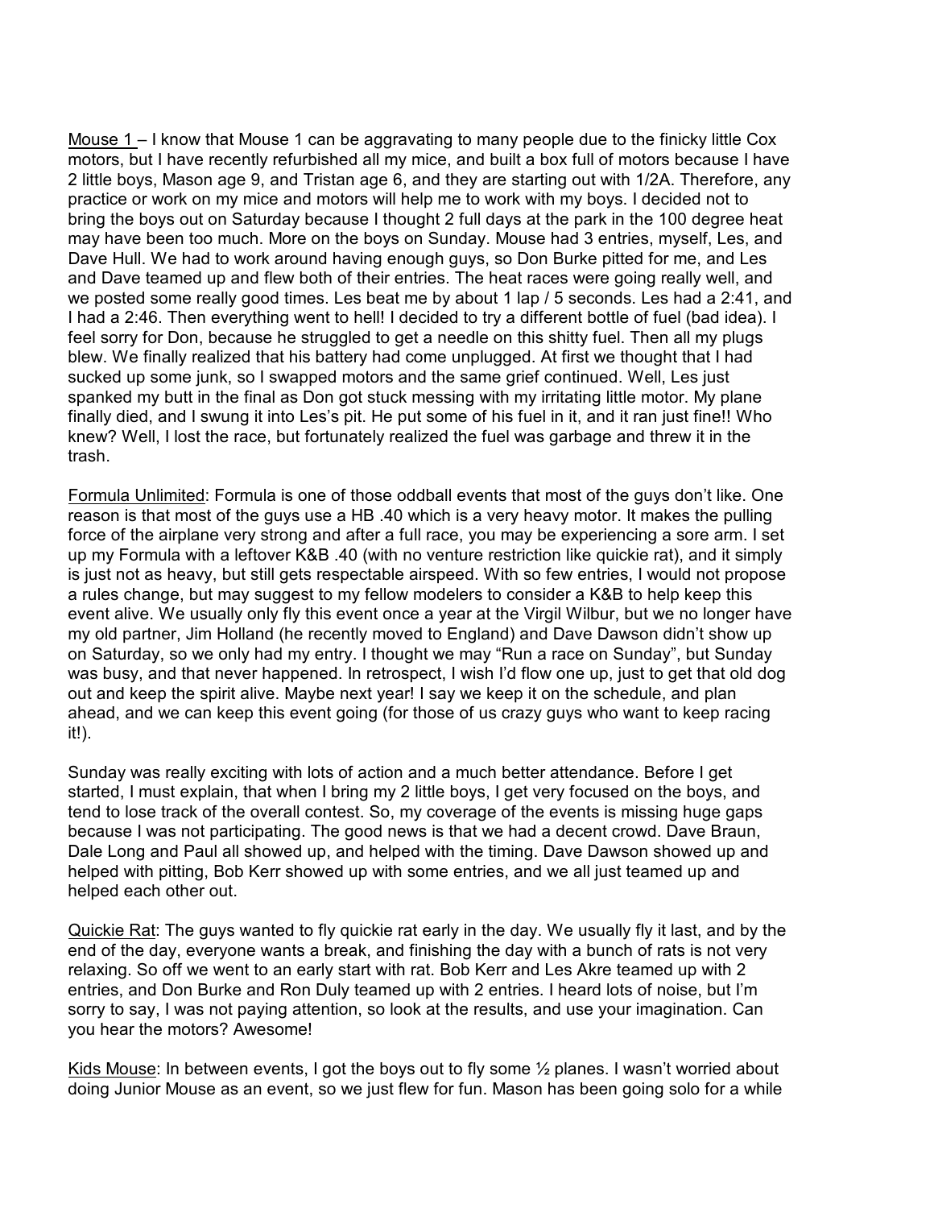Mouse 1 – I know that Mouse 1 can be aggravating to many people due to the finicky little Cox motors, but I have recently refurbished all my mice, and built a box full of motors because I have 2 little boys, Mason age 9, and Tristan age 6, and they are starting out with 1/2A. Therefore, any practice or work on my mice and motors will help me to work with my boys. I decided not to bring the boys out on Saturday because I thought 2 full days at the park in the 100 degree heat may have been too much. More on the boys on Sunday. Mouse had 3 entries, myself, Les, and Dave Hull. We had to work around having enough guys, so Don Burke pitted for me, and Les and Dave teamed up and flew both of their entries. The heat races were going really well, and we posted some really good times. Les beat me by about 1 lap / 5 seconds. Les had a 2:41, and I had a 2:46. Then everything went to hell! I decided to try a different bottle of fuel (bad idea). I feel sorry for Don, because he struggled to get a needle on this shitty fuel. Then all my plugs blew. We finally realized that his battery had come unplugged. At first we thought that I had sucked up some junk, so I swapped motors and the same grief continued. Well, Les just spanked my butt in the final as Don got stuck messing with my irritating little motor. My plane finally died, and I swung it into Les's pit. He put some of his fuel in it, and it ran just fine!! Who knew? Well, I lost the race, but fortunately realized the fuel was garbage and threw it in the trash.

Formula Unlimited: Formula is one of those oddball events that most of the guys don't like. One reason is that most of the guys use a HB .40 which is a very heavy motor. It makes the pulling force of the airplane very strong and after a full race, you may be experiencing a sore arm. I set up my Formula with a leftover K&B .40 (with no venture restriction like quickie rat), and it simply is just not as heavy, but still gets respectable airspeed. With so few entries, I would not propose a rules change, but may suggest to my fellow modelers to consider a K&B to help keep this event alive. We usually only fly this event once a year at the Virgil Wilbur, but we no longer have my old partner, Jim Holland (he recently moved to England) and Dave Dawson didn't show up on Saturday, so we only had my entry. I thought we may "Run a race on Sunday", but Sunday was busy, and that never happened. In retrospect, I wish I'd flow one up, just to get that old dog out and keep the spirit alive. Maybe next year! I say we keep it on the schedule, and plan ahead, and we can keep this event going (for those of us crazy guys who want to keep racing it!).

Sunday was really exciting with lots of action and a much better attendance. Before I get started, I must explain, that when I bring my 2 little boys, I get very focused on the boys, and tend to lose track of the overall contest. So, my coverage of the events is missing huge gaps because I was not participating. The good news is that we had a decent crowd. Dave Braun, Dale Long and Paul all showed up, and helped with the timing. Dave Dawson showed up and helped with pitting, Bob Kerr showed up with some entries, and we all just teamed up and helped each other out.

Quickie Rat: The guys wanted to fly quickie rat early in the day. We usually fly it last, and by the end of the day, everyone wants a break, and finishing the day with a bunch of rats is not very relaxing. So off we went to an early start with rat. Bob Kerr and Les Akre teamed up with 2 entries, and Don Burke and Ron Duly teamed up with 2 entries. I heard lots of noise, but I'm sorry to say, I was not paying attention, so look at the results, and use your imagination. Can you hear the motors? Awesome!

Kids Mouse: In between events, I got the boys out to fly some ½ planes. I wasn't worried about doing Junior Mouse as an event, so we just flew for fun. Mason has been going solo for a while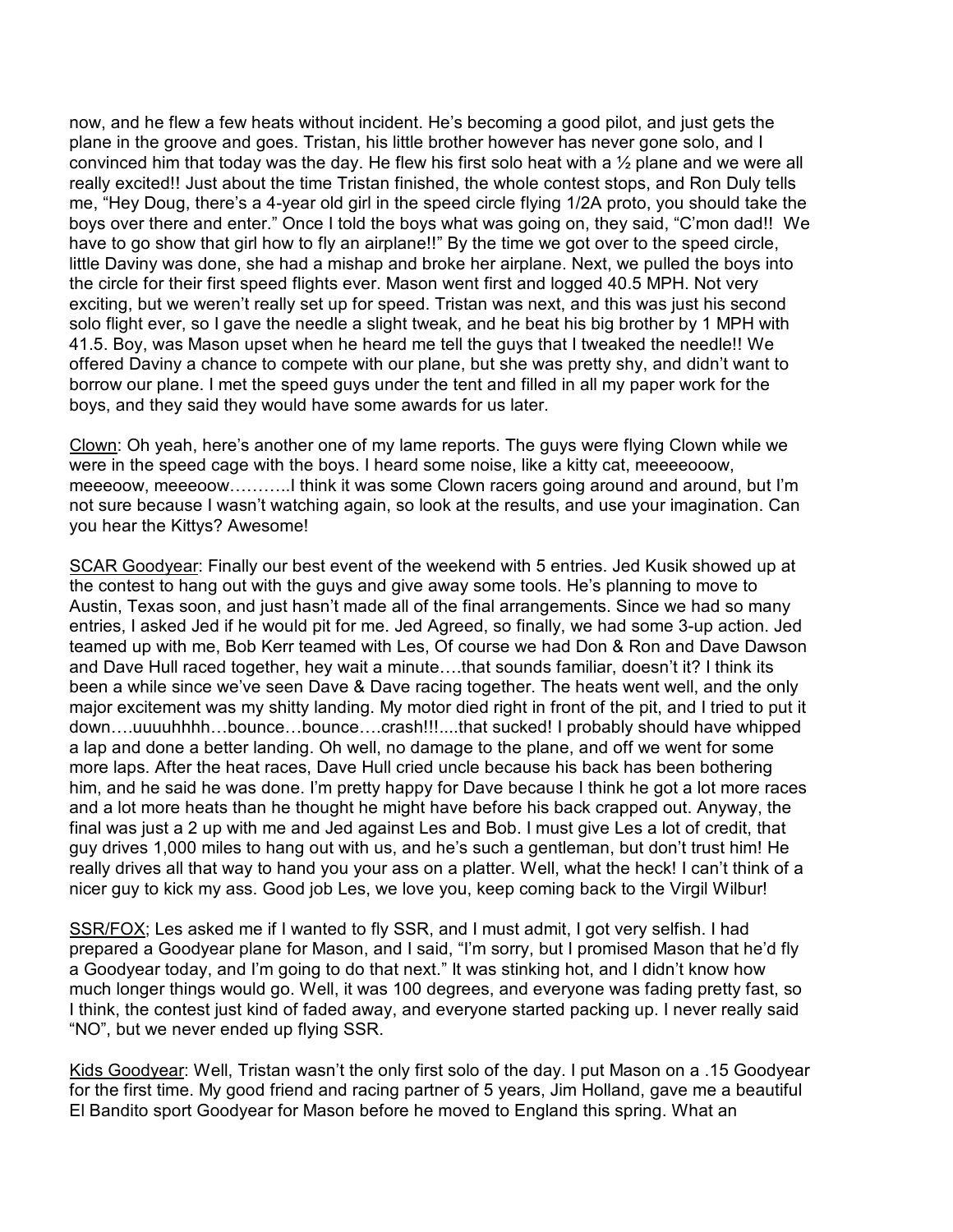now, and he flew a few heats without incident. He's becoming a good pilot, and just gets the plane in the groove and goes. Tristan, his little brother however has never gone solo, and I convinced him that today was the day. He flew his first solo heat with a ½ plane and we were all really excited!! Just about the time Tristan finished, the whole contest stops, and Ron Duly tells me, "Hey Doug, there's a 4-year old girl in the speed circle flying 1/2A proto, you should take the boys over there and enter." Once I told the boys what was going on, they said, "C'mon dad!! We have to go show that girl how to fly an airplane!!" By the time we got over to the speed circle, little Daviny was done, she had a mishap and broke her airplane. Next, we pulled the boys into the circle for their first speed flights ever. Mason went first and logged 40.5 MPH. Not very exciting, but we weren't really set up for speed. Tristan was next, and this was just his second solo flight ever, so I gave the needle a slight tweak, and he beat his big brother by 1 MPH with 41.5. Boy, was Mason upset when he heard me tell the guys that I tweaked the needle!! We offered Daviny a chance to compete with our plane, but she was pretty shy, and didn't want to borrow our plane. I met the speed guys under the tent and filled in all my paper work for the boys, and they said they would have some awards for us later.

<u>Clown</u>: Oh yeah, here's another one of my lame reports. The guys were flying Clown while we were in the speed cage with the boys. I heard some noise, like a kitty cat, meeeeooow, meeeoow, meeeoow………..I think it was some Clown racers going around and around, but I'm not sure because I wasn't watching again, so look at the results, and use your imagination. Can you hear the Kittys? Awesome!

<u>SCAR Goodyear</u>: Finally our best event of the weekend with 5 entries. Jed Kusik showed up at the contest to hang out with the guys and give away some tools. He's planning to move to Austin, Texas soon, and just hasn't made all of the final arrangements. Since we had so many entries, I asked Jed if he would pit for me. Jed Agreed, so finally, we had some 3-up action. Jed teamed up with me, Bob Kerr teamed with Les, Of course we had Don & Ron and Dave Dawson and Dave Hull raced together, hey wait a minute….that sounds familiar, doesn't it? I think its been a while since we've seen Dave & Dave racing together. The heats went well, and the only major excitement was my shitty landing. My motor died right in front of the pit, and I tried to put it down….uuuuhhhh…bounce…bounce….crash!!!....that sucked! I probably should have whipped a lap and done a better landing. Oh well, no damage to the plane, and off we went for some more laps. After the heat races, Dave Hull cried uncle because his back has been bothering him, and he said he was done. I'm pretty happy for Dave because I think he got a lot more races and a lot more heats than he thought he might have before his back crapped out. Anyway, the final was just a 2 up with me and Jed against Les and Bob. I must give Les a lot of credit, that guy drives 1,000 miles to hang out with us, and he's such a gentleman, but don't trust him! He really drives all that way to hand you your ass on a platter. Well, what the heck! I can't think of a nicer guy to kick my ass. Good job Les, we love you, keep coming back to the Virgil Wilbur!

<u>SSR/FOX</u>; Les asked me if I wanted to fly SSR, and I must admit, I got very selfish. I had prepared a Goodyear plane for Mason, and I said, "I'm sorry, but I promised Mason that he'd fly a Goodyear today, and I'm going to do that next." It was stinking hot, and I didn't know how much longer things would go. Well, it was 100 degrees, and everyone was fading pretty fast, so I think, the contest just kind of faded away, and everyone started packing up. I never really said "NO", but we never ended up flying SSR.

<u>Kids Goodyear</u>: Well, Tristan wasn't the only first solo of the day. I put Mason on a .15 Goodyear for the first time. My good friend and racing partner of 5 years, Jim Holland, gave me a beautiful El Bandito sport Goodyear for Mason before he moved to England this spring. What an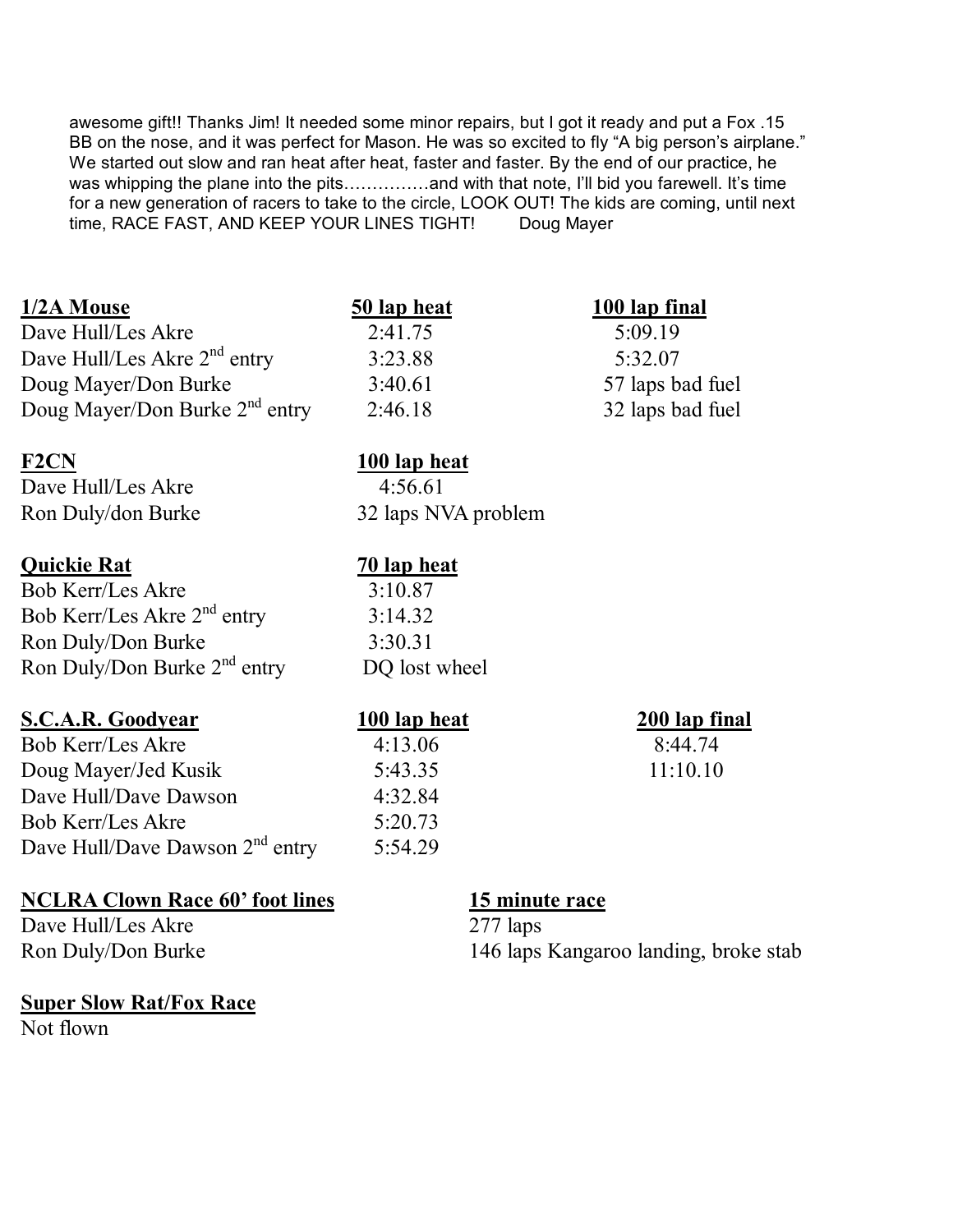awesome gift!! Thanks Jim! It needed some minor repairs, but I got it ready and put a Fox .15 BB on the nose, and it was perfect for Mason. He was so excited to fly "A big person's airplane." We started out slow and ran heat after heat, faster and faster. By the end of our practice, he was whipping the plane into the pits……………and with that note, I'll bid you farewell. It's time for a new generation of racers to take to the circle, LOOK OUT! The kids are coming, until next time, RACE FAST, AND KEEP YOUR LINES TIGHT! Doug Mayer

| **1/2A Mouse** | **50 lap heat** | **100 lap final** |
|---|---|---|
| Dave Hull/Les Akre | 2:41.75 | 5:09.19 |
| Dave Hull/Les Akre 2nd entry | 3:23.88 | 5:32.07 |
| Doug Mayer/Don Burke | 3:40.61 | 57 laps bad fuel |
| Doug Mayer/Don Burke 2nd entry | 2:46.18 | 32 laps bad fuel |

| **F2CN** | **100 lap heat** |
|---|---|
| Dave Hull/Les Akre | 4:56.61 |
| Ron Duly/don Burke | 32 laps NVA problem |

| **Quickie Rat** | **70 lap heat** |
|---|---|
| Bob Kerr/Les Akre | 3:10.87 |
| Bob Kerr/Les Akre 2nd entry | 3:14.32 |
| Ron Duly/Don Burke | 3:30.31 |
| Ron Duly/Don Burke 2nd entry | DQ lost wheel |

| **S.C.A.R. Goodyear** | **100 lap heat** | **200 lap final** |
|---|---|---|
| Bob Kerr/Les Akre | 4:13.06 | 8:44.74 |
| Doug Mayer/Jed Kusik | 5:43.35 | 11:10.10 |
| Dave Hull/Dave Dawson | 4:32.84 | |
| Bob Kerr/Les Akre | 5:20.73 | |
| Dave Hull/Dave Dawson 2nd entry | 5:54.29 | |

| **NCLRA Clown Race 60' foot lines** | **15 minute race** |
|---|---|
| Dave Hull/Les Akre | 277 laps |
| Ron Duly/Don Burke | 146 laps Kangaroo landing, broke stab |

**Super Slow Rat/Fox Race**

Not flown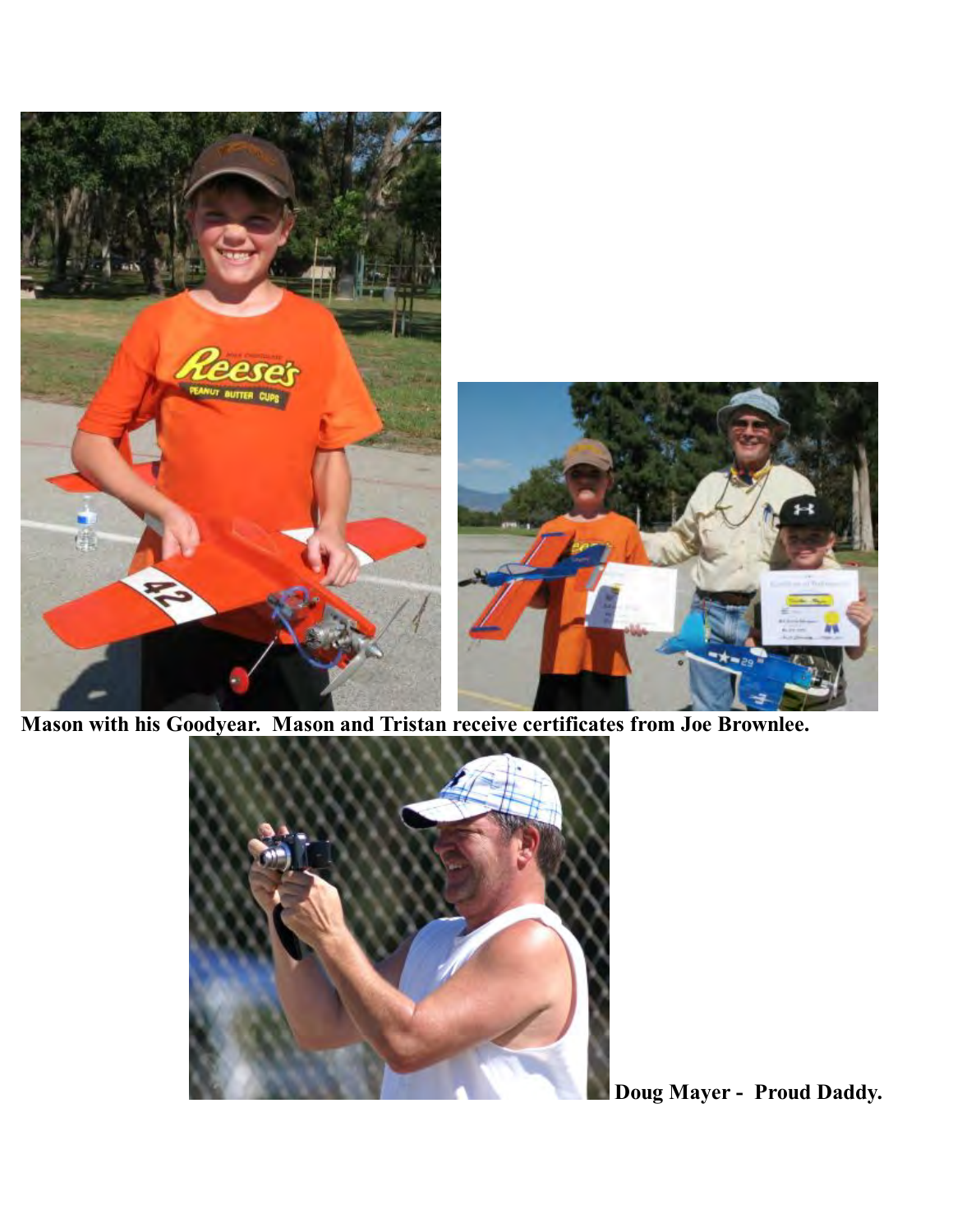**Mason with his Goodyear. Mason and Tristan receive certificates from Joe Brownlee.**

**Doug Mayer - Proud Daddy.**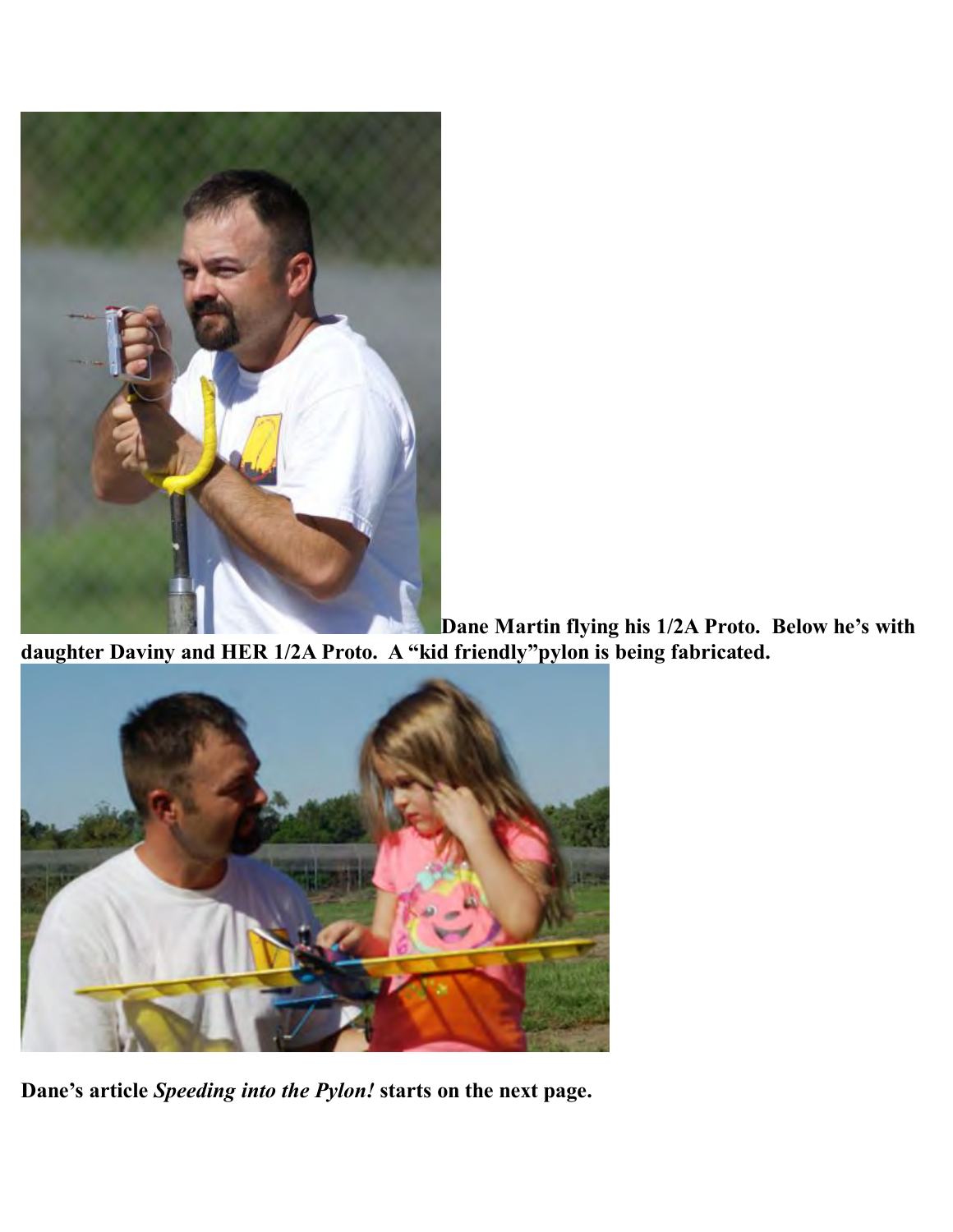**Dane Martin flying his 1/2A Proto. Below he's with daughter Daviny and HER 1/2A Proto. A "kid friendly"pylon is being fabricated.**

**Dane's article *Speeding into the Pylon!* starts on the next page.**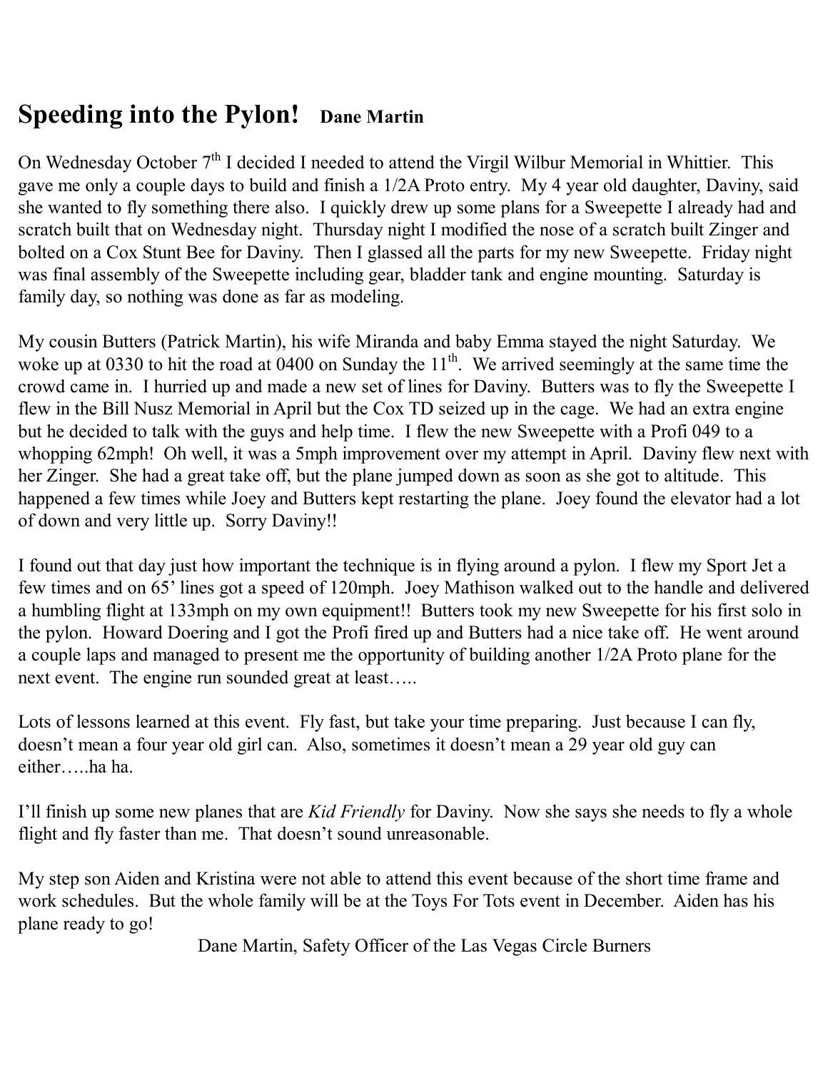## Speeding into the Pylon! **Dane Martin**

On Wednesday October 7th I decided I needed to attend the Virgil Wilbur Memorial in Whittier. This gave me only a couple days to build and finish a 1/2A Proto entry. My 4 year old daughter, Daviny, said she wanted to fly something there also. I quickly drew up some plans for a Sweepette I already had and scratch built that on Wednesday night. Thursday night I modified the nose of a scratch built Zinger and bolted on a Cox Stunt Bee for Daviny. Then I glassed all the parts for my new Sweepette. Friday night was final assembly of the Sweepette including gear, bladder tank and engine mounting. Saturday is family day, so nothing was done as far as modeling.

My cousin Butters (Patrick Martin), his wife Miranda and baby Emma stayed the night Saturday. We woke up at 0330 to hit the road at 0400 on Sunday the 11th. We arrived seemingly at the same time the crowd came in. I hurried up and made a new set of lines for Daviny. Butters was to fly the Sweepette I flew in the Bill Nusz Memorial in April but the Cox TD seized up in the cage. We had an extra engine but he decided to talk with the guys and help time. I flew the new Sweepette with a Profi 049 to a whopping 62mph! Oh well, it was a 5mph improvement over my attempt in April. Daviny flew next with her Zinger. She had a great take off, but the plane jumped down as soon as she got to altitude. This happened a few times while Joey and Butters kept restarting the plane. Joey found the elevator had a lot of down and very little up. Sorry Daviny!!

I found out that day just how important the technique is in flying around a pylon. I flew my Sport Jet a few times and on 65' lines got a speed of 120mph. Joey Mathison walked out to the handle and delivered a humbling flight at 133mph on my own equipment!! Butters took my new Sweepette for his first solo in the pylon. Howard Doering and I got the Profi fired up and Butters had a nice take off. He went around a couple laps and managed to present me the opportunity of building another 1/2A Proto plane for the next event. The engine run sounded great at least…..

Lots of lessons learned at this event. Fly fast, but take your time preparing. Just because I can fly, doesn't mean a four year old girl can. Also, sometimes it doesn't mean a 29 year old guy can either…..ha ha.

I'll finish up some new planes that are *Kid Friendly* for Daviny. Now she says she needs to fly a whole flight and fly faster than me. That doesn't sound unreasonable.

My step son Aiden and Kristina were not able to attend this event because of the short time frame and work schedules. But the whole family will be at the Toys For Tots event in December. Aiden has his plane ready to go!

Dane Martin, Safety Officer of the Las Vegas Circle Burners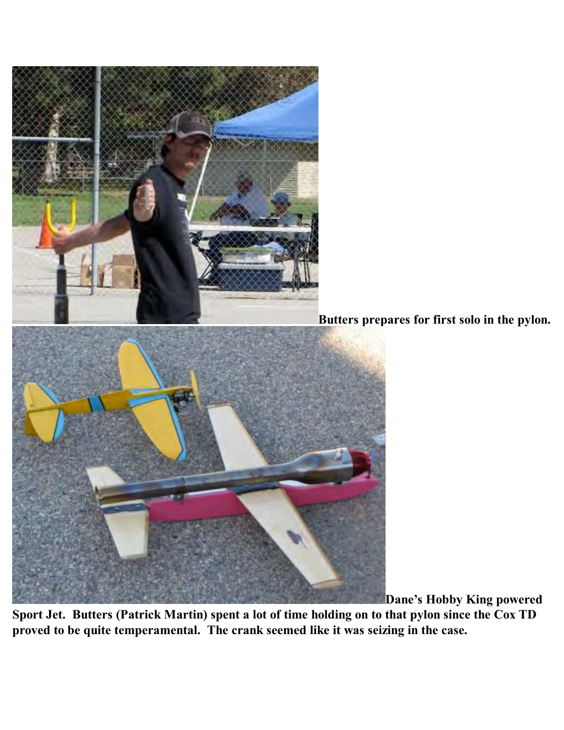**Butters prepares for first solo in the pylon.**

**Dane's Hobby King powered Sport Jet. Butters (Patrick Martin) spent a lot of time holding on to that pylon since the Cox TD proved to be quite temperamental. The crank seemed like it was seizing in the case.**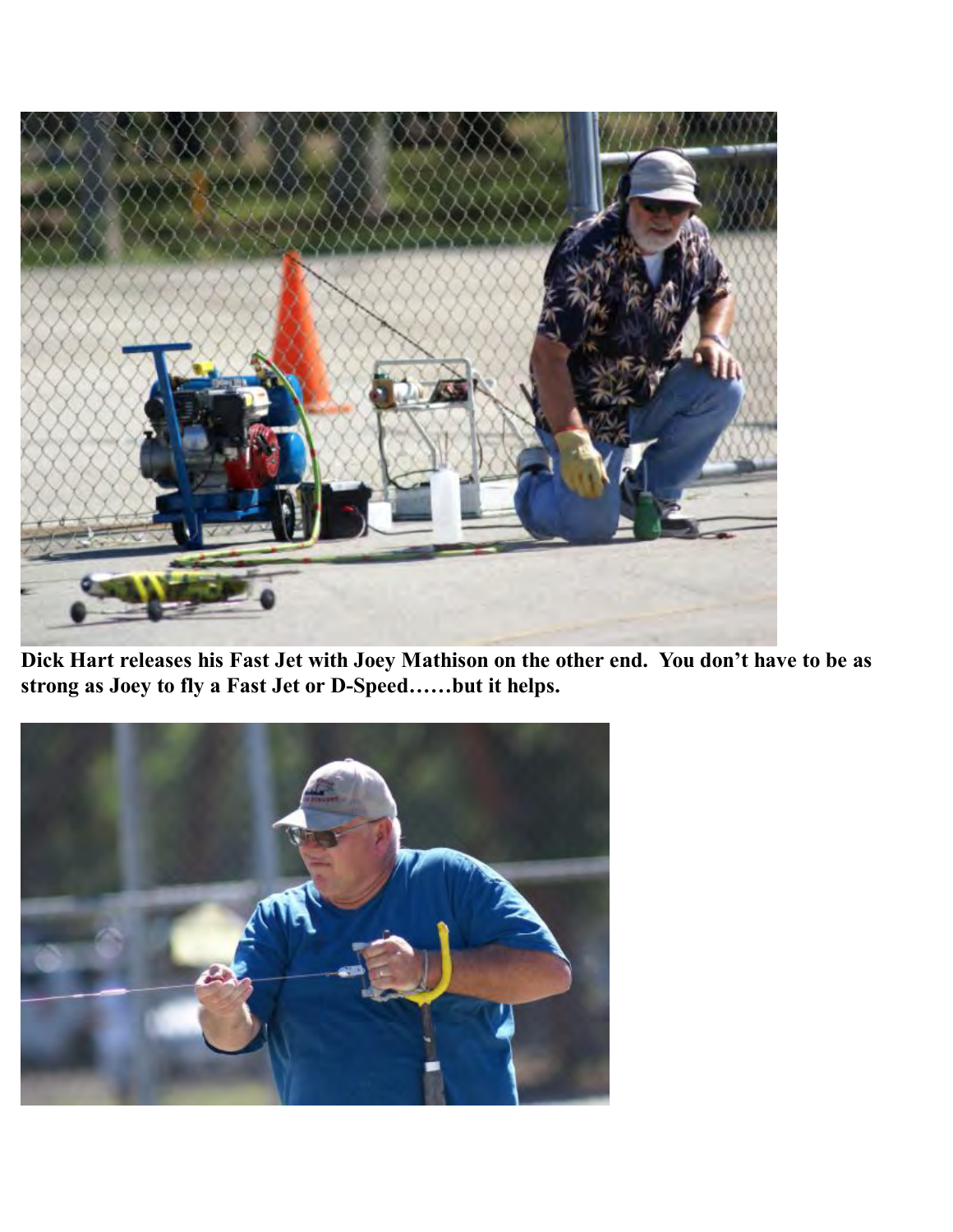**Dick Hart releases his Fast Jet with Joey Mathison on the other end. You don't have to be as strong as Joey to fly a Fast Jet or D-Speed……but it helps.**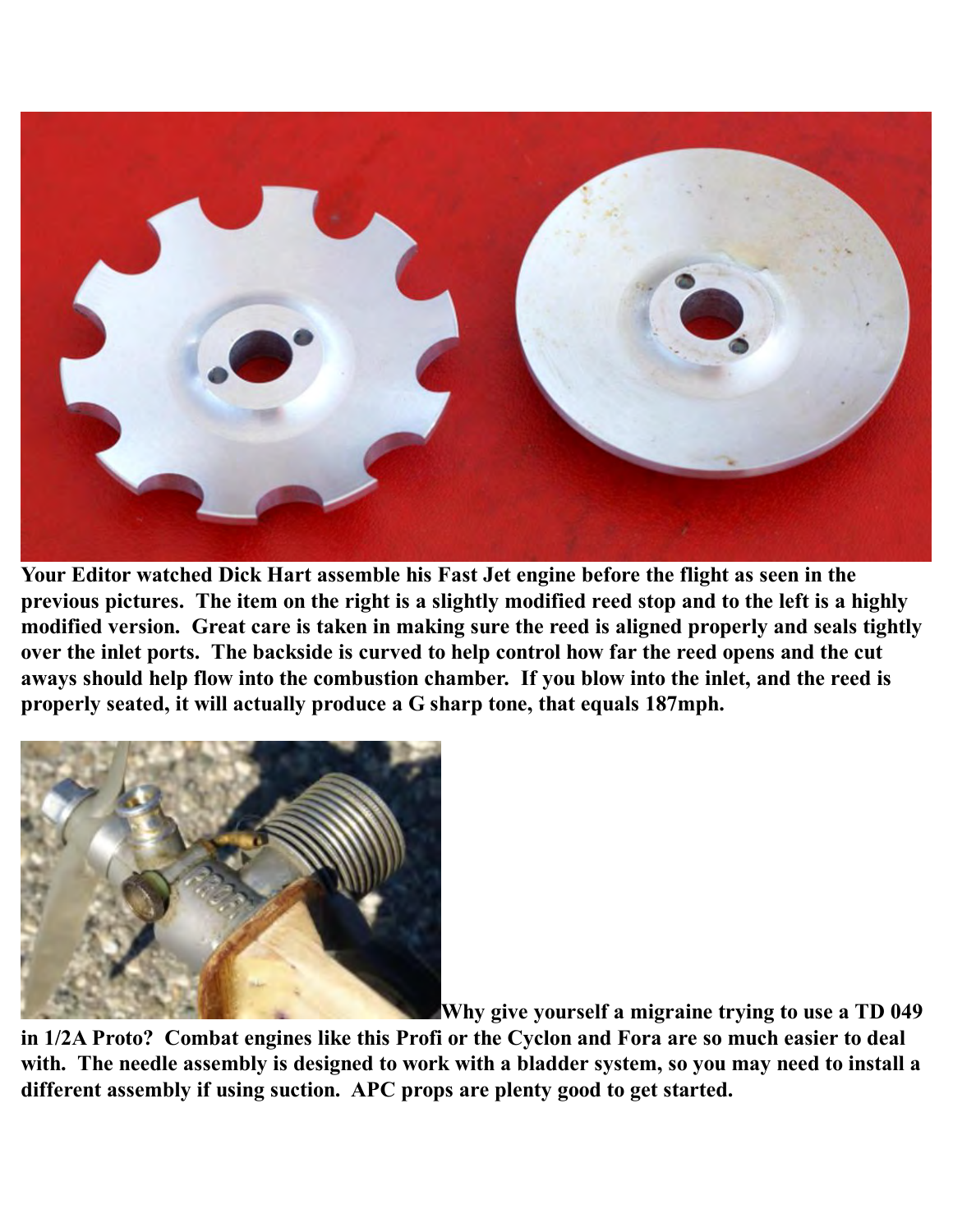**Your Editor watched Dick Hart assemble his Fast Jet engine before the flight as seen in the previous pictures. The item on the right is a slightly modified reed stop and to the left is a highly modified version. Great care is taken in making sure the reed is aligned properly and seals tightly over the inlet ports. The backside is curved to help control how far the reed opens and the cut aways should help flow into the combustion chamber. If you blow into the inlet, and the reed is properly seated, it will actually produce a G sharp tone, that equals 187mph.**

**Why give yourself a migraine trying to use a TD 049 in 1/2A Proto? Combat engines like this Profi or the Cyclon and Fora are so much easier to deal with. The needle assembly is designed to work with a bladder system, so you may need to install a different assembly if using suction. APC props are plenty good to get started.**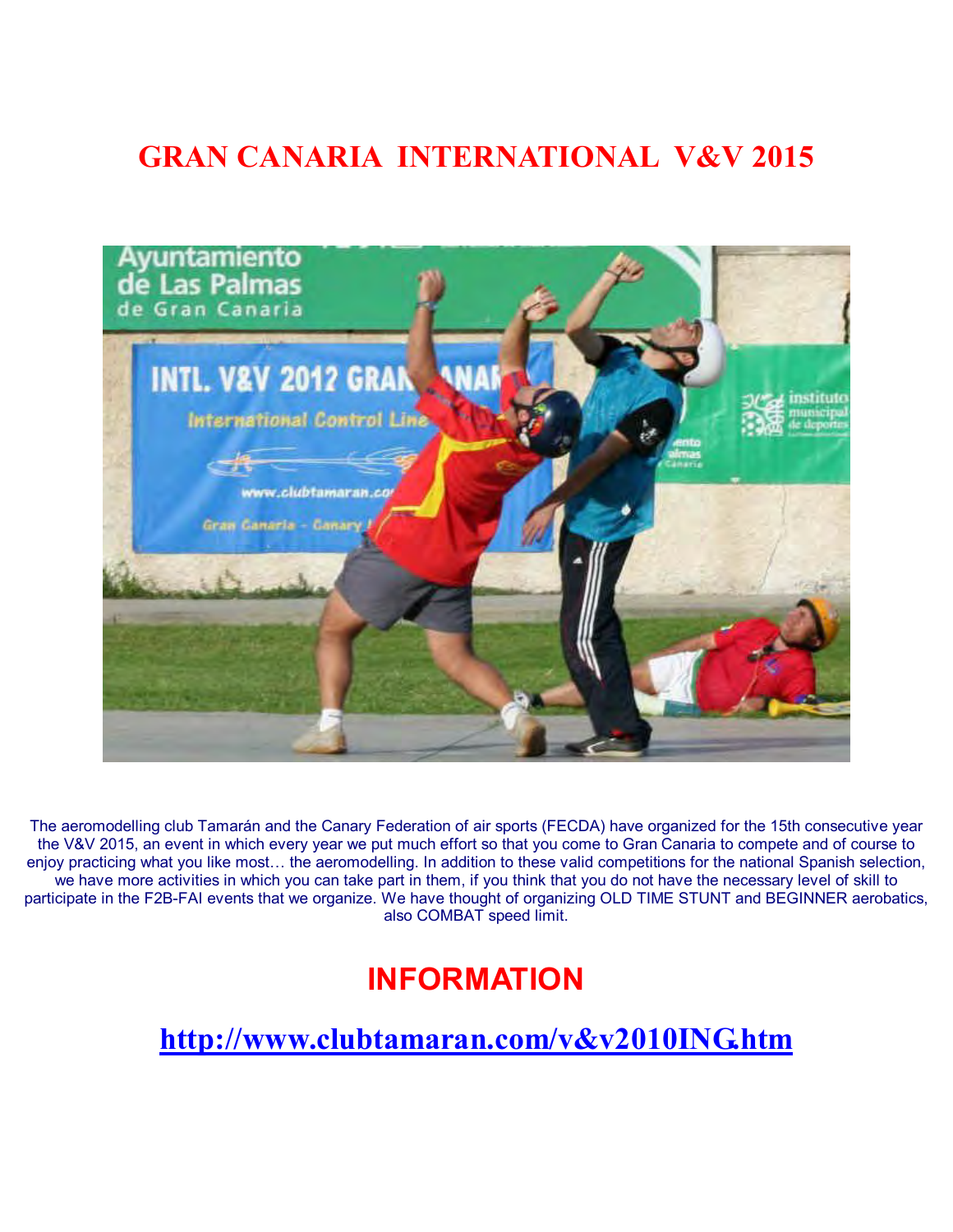# GRAN CANARIA INTERNATIONAL V&V 2015

The aeromodelling club Tamarán and the Canary Federation of air sports (FECDA) have organized for the 15th consecutive year the V&V 2015, an event in which every year we put much effort so that you come to Gran Canaria to compete and of course to enjoy practicing what you like most… the aeromodelling. In addition to these valid competitions for the national Spanish selection, we have more activities in which you can take part in them, if you think that you do not have the necessary level of skill to participate in the F2B-FAI events that we organize. We have thought of organizing OLD TIME STUNT and BEGINNER aerobatics, also COMBAT speed limit.

## INFORMATION

**http://www.clubtamaran.com/v&v2010ING.htm**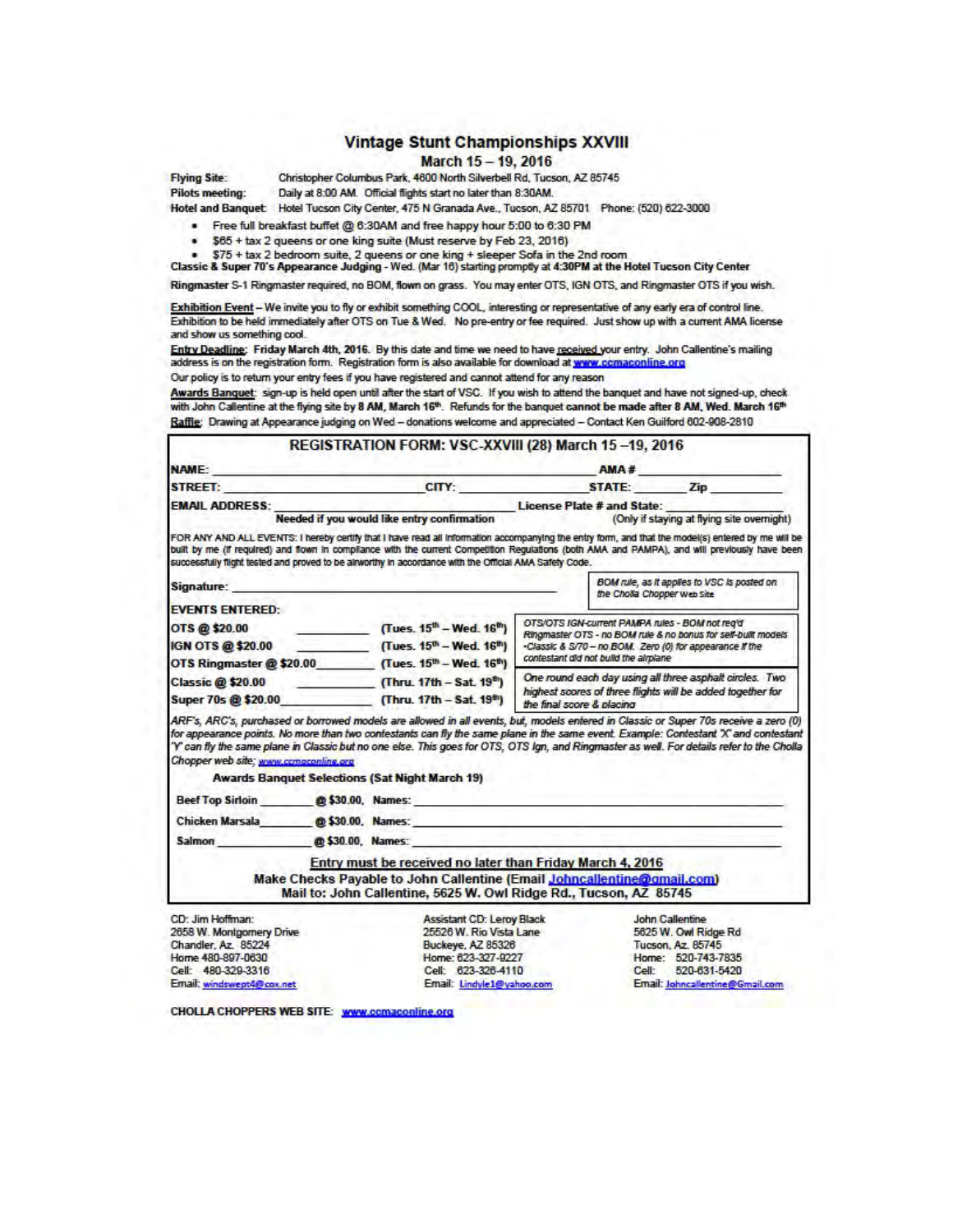# Vintage Stunt Championships XXVIII

**March 15 – 19, 2016**

**Flying Site:** Christopher Columbus Park, 4600 North Silverbell Rd, Tucson, AZ 85745

**Pilots meeting:** Daily at 8:00 AM. Official flights start no later than 8:30AM.

**Hotel and Banquet:** Hotel Tucson City Center, 475 N Granada Ave., Tucson, AZ 85701 Phone: (520) 622-3000

- Free full breakfast buffet @ 6:30AM and free happy hour 5:00 to 6:30 PM
- $65 + tax 2 queens or one king suite (Must reserve by Feb 23, 2016)
- $75 + tax 2 bedroom suite, 2 queens or one king + sleeper Sofa in the 2nd room

**Classic & Super 70's Appearance Judging** - Wed. (Mar 16) starting promptly at **4:30PM at the Hotel Tucson City Center**

**Ringmaster** S-1 Ringmaster required, no BOM, flown on grass. You may enter OTS, IGN OTS, and Ringmaster OTS if you wish.

**Exhibition Event** – We invite you to fly or exhibit something COOL, interesting or representative of any early era of control line. Exhibition to be held immediately after OTS on Tue & Wed. No pre-entry or fee required. Just show up with a current AMA license and show us something cool.

**Entry Deadline**: **Friday March 4th, 2016.** By this date and time we need to have received your entry. John Callentine's mailing address is on the registration form. Registration form is also available for download at www.ccmaconline.org

Our policy is to return your entry fees if you have registered and cannot attend for any reason

**Awards Banquet**: sign-up is held open until after the start of VSC. If you wish to attend the banquet and have not signed-up, check with John Callentine at the flying site by **8 AM, March 16th**. Refunds for the banquet **cannot be made after 8 AM, Wed. March 16th**

**Raffle**: Drawing at Appearance judging on Wed – donations welcome and appreciated – Contact Ken Guilford 602-908-2810

## REGISTRATION FORM: VSC-XXVIII (28) March 15 –19, 2016

**NAME:** ______________________ **AMA #** ______________

**STREET:** ______________ **CITY:** ______________ **STATE:** ______ **Zip** ______

**EMAIL ADDRESS:** ______________________ **License Plate # and State:** ______________

**Needed if you would like entry confirmation** (Only if staying at flying site overnight)

FOR ANY AND ALL EVENTS: I hereby certify that I have read all information accompanying the entry form, and that the model(s) entered by me will be built by me (if required) and flown in compliance with the current Competition Regulations (both AMA and PAMPA), and will previously have been successfully flight tested and proved to be airworthy in accordance with the Official AMA Safety Code.

**Signature:** ______________________

*BOM rule, as it applies to VSC is posted on the Cholla Chopper Web Site*

**EVENTS ENTERED:**

| Event | Entry | Dates | Notes |
|---|---|---|---|
| **OTS @ $20.00** | ________ | (Tues. 15th – Wed. 16th) | *OTS/OTS IGN-current PAMPA rules - BOM not req'd* *Ringmaster OTS - no BOM rule & no bonus for self-built models* *-Classic & S/70 – no BOM. Zero (0) for appearance if the contestant did not build the airplane* |
| **IGN OTS @ $20.00** | ________ | (Tues. 15th – Wed. 16th) | |
| **OTS Ringmaster @ $20.00** | ________ | (Tues. 15th – Wed. 16th) | |
| **Classic @ $20.00** | ________ | (Thru. 17th – Sat. 19th) | One round each day using all three asphalt circles. Two highest scores of three flights will be added together for the final score & placing |
| **Super 70s @ $20.00** | ________ | (Thru. 17th – Sat. 19th) | |

*ARF's, ARC's, purchased or borrowed models are allowed in all events, but, models entered in Classic or Super 70s receive a zero (0) for appearance points. No more than two contestants can fly the same plane in the same event. Example: Contestant 'X' and contestant 'Y' can fly the same plane in Classic but no one else. This goes for OTS, OTS Ign, and Ringmaster as well. For details refer to the Cholla Chopper web site; www.ccmaconline.org*

**Awards Banquet Selections (Sat Night March 19)**

| Selection | Price | Names |
|---|---|---|
| **Beef Top Sirloin** ________ | **@ $30.00.** | **Names:** |
| **Chicken Marsala** ________ | **@ $30.00.** | **Names:** |
| **Salmon** ________ | **@ $30.00.** | **Names:** |

**Entry must be received no later than Friday March 4, 2016**

**Make Checks Payable to John Callentine (Email Johncallentine@gmail.com)**

**Mail to: John Callentine, 5625 W. Owl Ridge Rd., Tucson, AZ 85745**

CD: Jim Hoffman:
2658 W. Montgomery Drive
Chandler, Az. 85224
Home 480-897-0630
Cell: 480-329-3316
Email: windswept4@cox.net

Assistant CD: Leroy Black
25526 W. Rio Vista Lane
Buckeye, AZ 85326
Home: 623-327-0227
Cell: 623-326-4110
Email: Lindyle1@yahoo.com

John Callentine
5625 W. Owl Ridge Rd
Tucson, Az. 85745
Home: 520-743-7835
Cell: 520-631-5420
Email: Johncallentine@Gmail.com

**CHOLLA CHOPPERS WEB SITE: www.ccmaconline.org**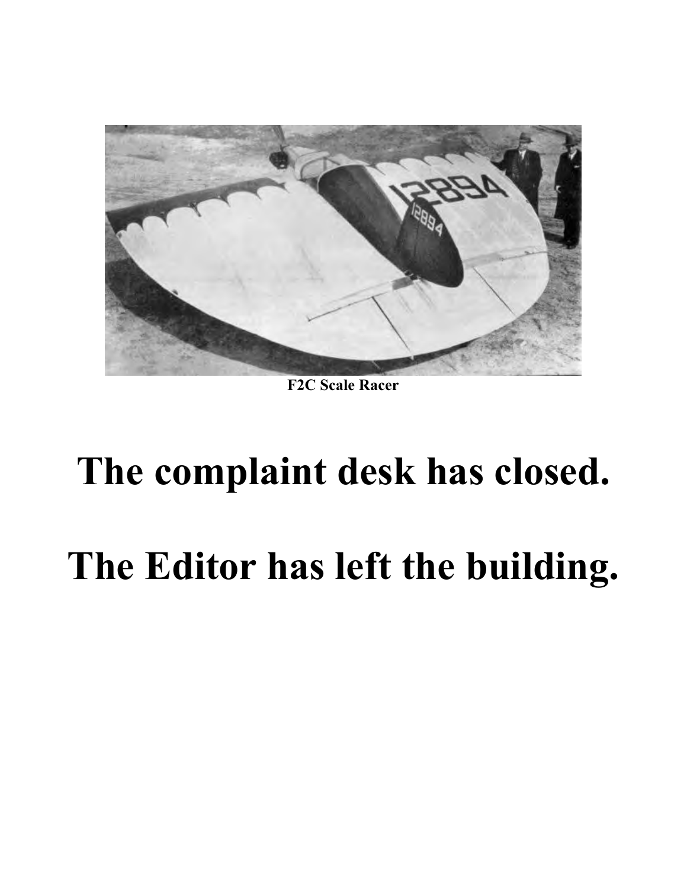F2C Scale Racer

# The complaint desk has closed.

# The Editor has left the building.